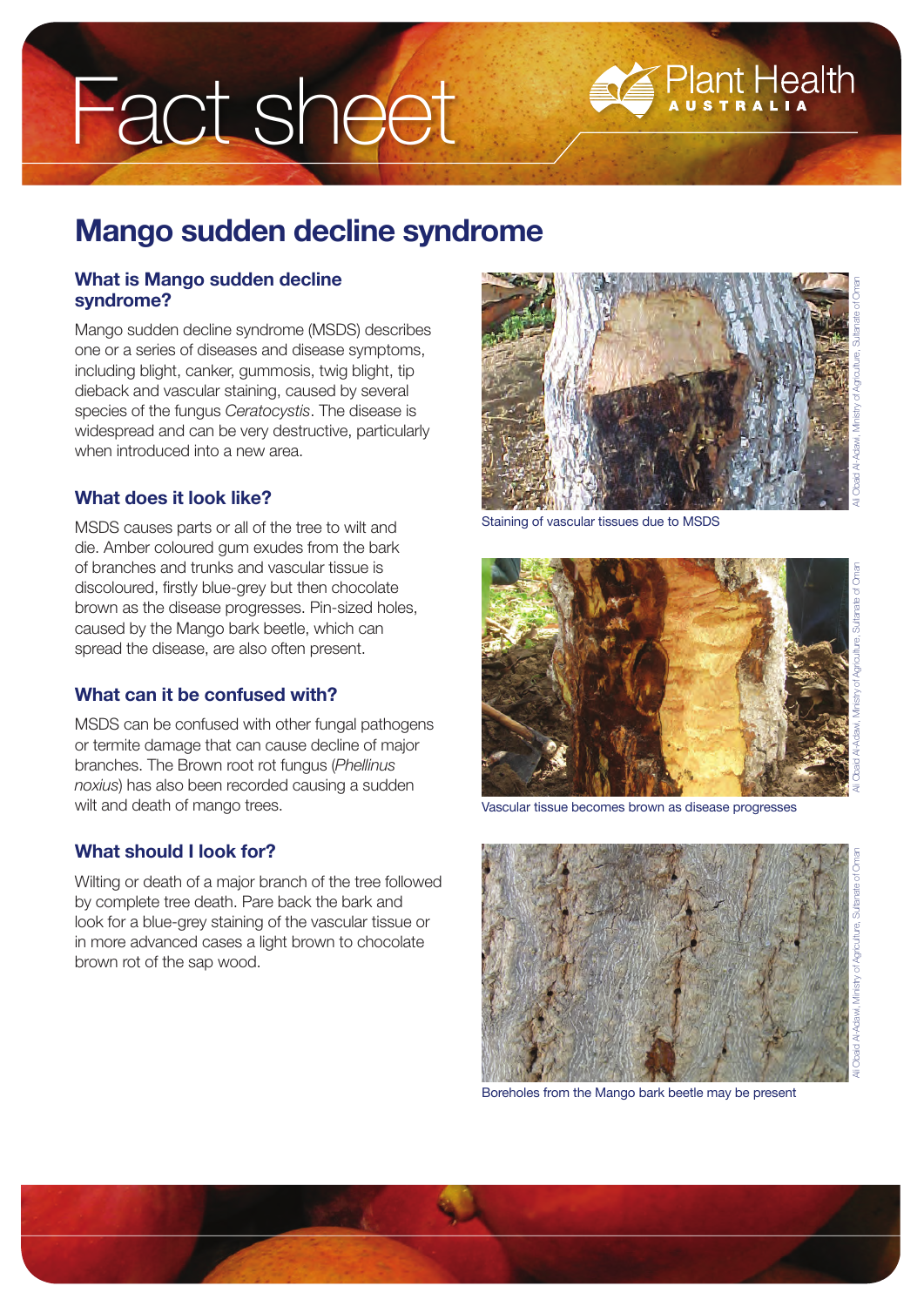# Fact sheet

Plant Health AUSTRALIA

## Mango sudden decline syndrome

### What is Mango sudden decline syndrome?

Mango sudden decline syndrome (MSDS) describes one or a series of diseases and disease symptoms, including blight, canker, gummosis, twig blight, tip dieback and vascular staining, caused by several species of the fungus *Ceratocystis*. The disease is widespread and can be very destructive, particularly when introduced into a new area.

### What does it look like?

MSDS causes parts or all of the tree to wilt and die. Amber coloured gum exudes from the bark of branches and trunks and vascular tissue is discoloured, firstly blue-grey but then chocolate brown as the disease progresses. Pin-sized holes, caused by the Mango bark beetle, which can spread the disease, are also often present.

### What can it be confused with?

MSDS can be confused with other fungal pathogens or termite damage that can cause decline of major branches. The Brown root rot fungus (*Phellinus noxius*) has also been recorded causing a sudden wilt and death of mango trees.

### What should I look for?

Wilting or death of a major branch of the tree followed by complete tree death. Pare back the bark and look for a blue-grey staining of the vascular tissue or in more advanced cases a light brown to chocolate brown rot of the sap wood.

Staining of vascular tissues due to MSDS

Ali Obaid Al-Adawi, Ministry of Agriculture, Sultanate of Oman

Vascular tissue becomes brown as disease progresses

Ali Obaid Al-Adawi, Ministry of Agriculture, Sultanate of Oman

Boreholes from the Mango bark beetle may be present

Ali Obaid Al-Adawi, Ministry of Agriculture, Sultanate of Oman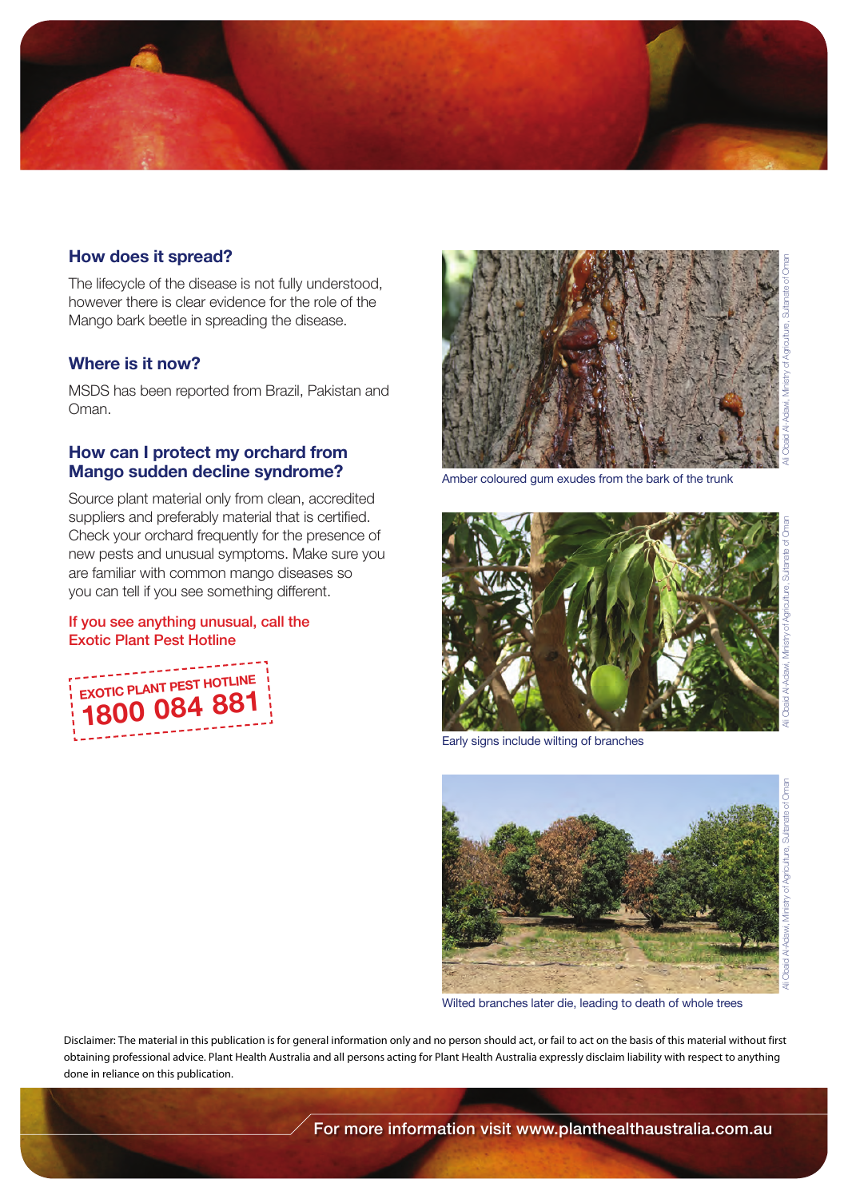## How does it spread?

The lifecycle of the disease is not fully understood, however there is clear evidence for the role of the Mango bark beetle in spreading the disease.

## Where is it now?

MSDS has been reported from Brazil, Pakistan and Oman.

## How can I protect my orchard from Mango sudden decline syndrome?

Source plant material only from clean, accredited suppliers and preferably material that is certified. Check your orchard frequently for the presence of new pests and unusual symptoms. Make sure you are familiar with common mango diseases so you can tell if you see something different.

**If you see anything unusual, call the Exotic Plant Pest Hotline**

**EXOTIC PLANT PEST HOTLINE**
**1800 084 881**

Ali Obaid Al-Adawi, Ministry of Agriculture, Sultanate of Oman

Amber coloured gum exudes from the bark of the trunk

Ali Obaid Al-Adawi, Ministry of Agriculture, Sultanate of Oman

Early signs include wilting of branches

Ali Obaid Al-Adawi, Ministry of Agriculture, Sultanate of Oman

Wilted branches later die, leading to death of whole trees

Disclaimer: The material in this publication is for general information only and no person should act, or fail to act on the basis of this material without first obtaining professional advice. Plant Health Australia and all persons acting for Plant Health Australia expressly disclaim liability with respect to anything done in reliance on this publication.

For more information visit www.planthealthaustralia.com.au